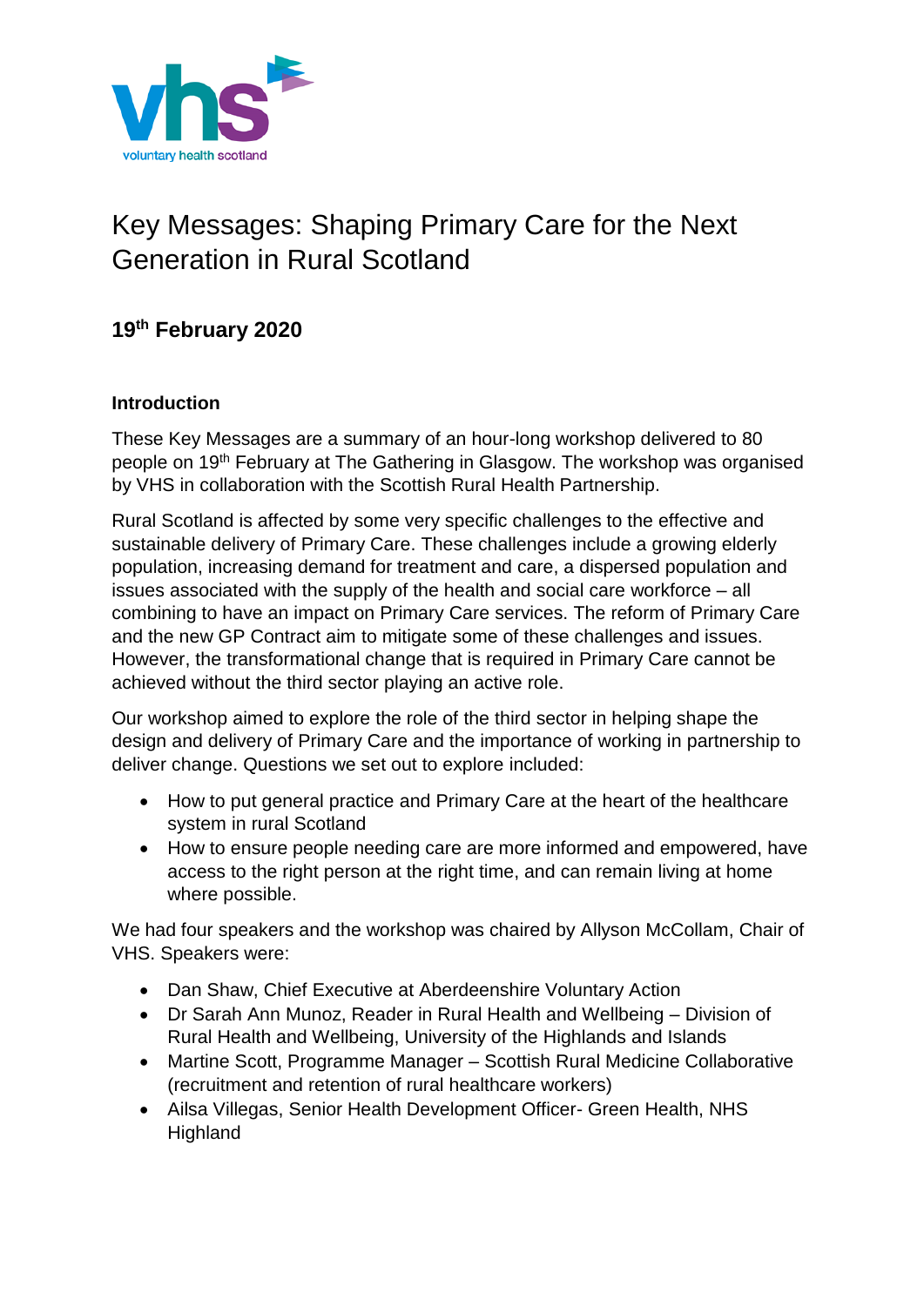# Key Messages: Shaping Primary Care for the Next Generation in Rural Scotland

## 19th February 2020

### Introduction

These Key Messages are a summary of an hour-long workshop delivered to 80 people on 19th February at The Gathering in Glasgow. The workshop was organised by VHS in collaboration with the Scottish Rural Health Partnership.

Rural Scotland is affected by some very specific challenges to the effective and sustainable delivery of Primary Care. These challenges include a growing elderly population, increasing demand for treatment and care, a dispersed population and issues associated with the supply of the health and social care workforce – all combining to have an impact on Primary Care services. The reform of Primary Care and the new GP Contract aim to mitigate some of these challenges and issues. However, the transformational change that is required in Primary Care cannot be achieved without the third sector playing an active role.

Our workshop aimed to explore the role of the third sector in helping shape the design and delivery of Primary Care and the importance of working in partnership to deliver change. Questions we set out to explore included:

- How to put general practice and Primary Care at the heart of the healthcare system in rural Scotland
- How to ensure people needing care are more informed and empowered, have access to the right person at the right time, and can remain living at home where possible.

We had four speakers and the workshop was chaired by Allyson McCollam, Chair of VHS. Speakers were:

- Dan Shaw, Chief Executive at Aberdeenshire Voluntary Action
- Dr Sarah Ann Munoz, Reader in Rural Health and Wellbeing – Division of Rural Health and Wellbeing, University of the Highlands and Islands
- Martine Scott, Programme Manager – Scottish Rural Medicine Collaborative (recruitment and retention of rural healthcare workers)
- Ailsa Villegas, Senior Health Development Officer- Green Health, NHS Highland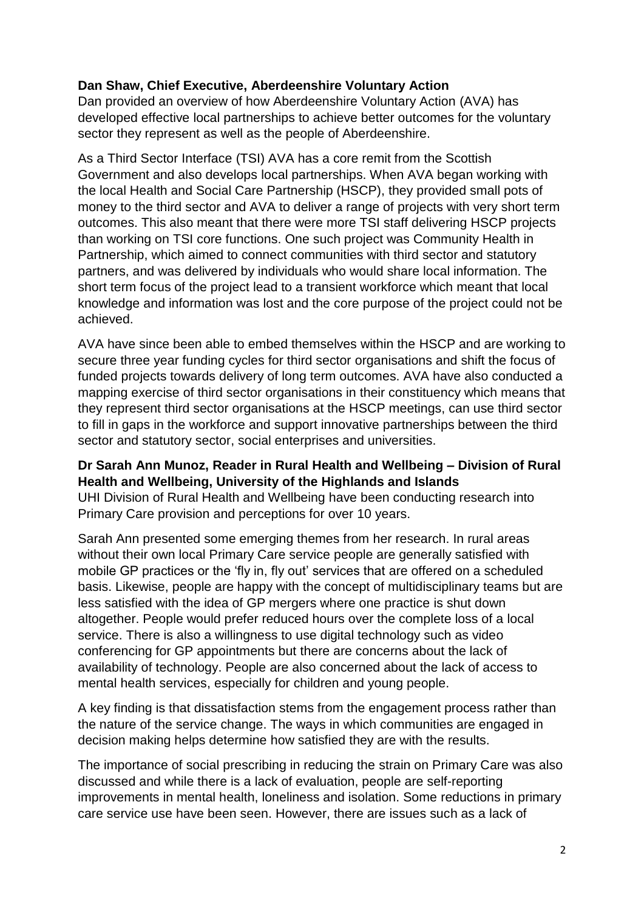**Dan Shaw, Chief Executive, Aberdeenshire Voluntary Action**

Dan provided an overview of how Aberdeenshire Voluntary Action (AVA) has developed effective local partnerships to achieve better outcomes for the voluntary sector they represent as well as the people of Aberdeenshire.

As a Third Sector Interface (TSI) AVA has a core remit from the Scottish Government and also develops local partnerships. When AVA began working with the local Health and Social Care Partnership (HSCP), they provided small pots of money to the third sector and AVA to deliver a range of projects with very short term outcomes. This also meant that there were more TSI staff delivering HSCP projects than working on TSI core functions. One such project was Community Health in Partnership, which aimed to connect communities with third sector and statutory partners, and was delivered by individuals who would share local information. The short term focus of the project lead to a transient workforce which meant that local knowledge and information was lost and the core purpose of the project could not be achieved.

AVA have since been able to embed themselves within the HSCP and are working to secure three year funding cycles for third sector organisations and shift the focus of funded projects towards delivery of long term outcomes. AVA have also conducted a mapping exercise of third sector organisations in their constituency which means that they represent third sector organisations at the HSCP meetings, can use third sector to fill in gaps in the workforce and support innovative partnerships between the third sector and statutory sector, social enterprises and universities.

**Dr Sarah Ann Munoz, Reader in Rural Health and Wellbeing – Division of Rural Health and Wellbeing, University of the Highlands and Islands**

UHI Division of Rural Health and Wellbeing have been conducting research into Primary Care provision and perceptions for over 10 years.

Sarah Ann presented some emerging themes from her research. In rural areas without their own local Primary Care service people are generally satisfied with mobile GP practices or the 'fly in, fly out' services that are offered on a scheduled basis. Likewise, people are happy with the concept of multidisciplinary teams but are less satisfied with the idea of GP mergers where one practice is shut down altogether. People would prefer reduced hours over the complete loss of a local service. There is also a willingness to use digital technology such as video conferencing for GP appointments but there are concerns about the lack of availability of technology. People are also concerned about the lack of access to mental health services, especially for children and young people.

A key finding is that dissatisfaction stems from the engagement process rather than the nature of the service change. The ways in which communities are engaged in decision making helps determine how satisfied they are with the results.

The importance of social prescribing in reducing the strain on Primary Care was also discussed and while there is a lack of evaluation, people are self-reporting improvements in mental health, loneliness and isolation. Some reductions in primary care service use have been seen. However, there are issues such as a lack of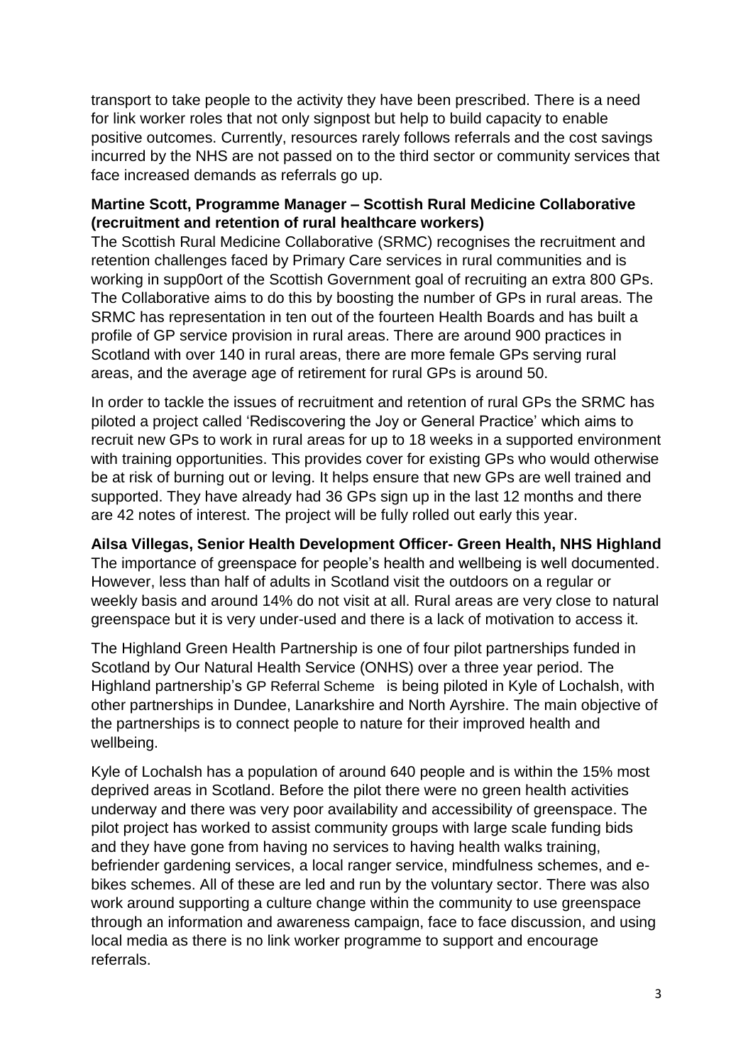transport to take people to the activity they have been prescribed. There is a need for link worker roles that not only signpost but help to build capacity to enable positive outcomes. Currently, resources rarely follows referrals and the cost savings incurred by the NHS are not passed on to the third sector or community services that face increased demands as referrals go up.

**Martine Scott, Programme Manager – Scottish Rural Medicine Collaborative (recruitment and retention of rural healthcare workers)**

The Scottish Rural Medicine Collaborative (SRMC) recognises the recruitment and retention challenges faced by Primary Care services in rural communities and is working in supp0ort of the Scottish Government goal of recruiting an extra 800 GPs. The Collaborative aims to do this by boosting the number of GPs in rural areas. The SRMC has representation in ten out of the fourteen Health Boards and has built a profile of GP service provision in rural areas. There are around 900 practices in Scotland with over 140 in rural areas, there are more female GPs serving rural areas, and the average age of retirement for rural GPs is around 50.

In order to tackle the issues of recruitment and retention of rural GPs the SRMC has piloted a project called 'Rediscovering the Joy or General Practice' which aims to recruit new GPs to work in rural areas for up to 18 weeks in a supported environment with training opportunities. This provides cover for existing GPs who would otherwise be at risk of burning out or leving. It helps ensure that new GPs are well trained and supported. They have already had 36 GPs sign up in the last 12 months and there are 42 notes of interest. The project will be fully rolled out early this year.

**Ailsa Villegas, Senior Health Development Officer- Green Health, NHS Highland**

The importance of greenspace for people's health and wellbeing is well documented. However, less than half of adults in Scotland visit the outdoors on a regular or weekly basis and around 14% do not visit at all. Rural areas are very close to natural greenspace but it is very under-used and there is a lack of motivation to access it.

The Highland Green Health Partnership is one of four pilot partnerships funded in Scotland by Our Natural Health Service (ONHS) over a three year period. The Highland partnership's GP Referral Scheme is being piloted in Kyle of Lochalsh, with other partnerships in Dundee, Lanarkshire and North Ayrshire. The main objective of the partnerships is to connect people to nature for their improved health and wellbeing.

Kyle of Lochalsh has a population of around 640 people and is within the 15% most deprived areas in Scotland. Before the pilot there were no green health activities underway and there was very poor availability and accessibility of greenspace. The pilot project has worked to assist community groups with large scale funding bids and they have gone from having no services to having health walks training, befriender gardening services, a local ranger service, mindfulness schemes, and e-bikes schemes. All of these are led and run by the voluntary sector. There was also work around supporting a culture change within the community to use greenspace through an information and awareness campaign, face to face discussion, and using local media as there is no link worker programme to support and encourage referrals.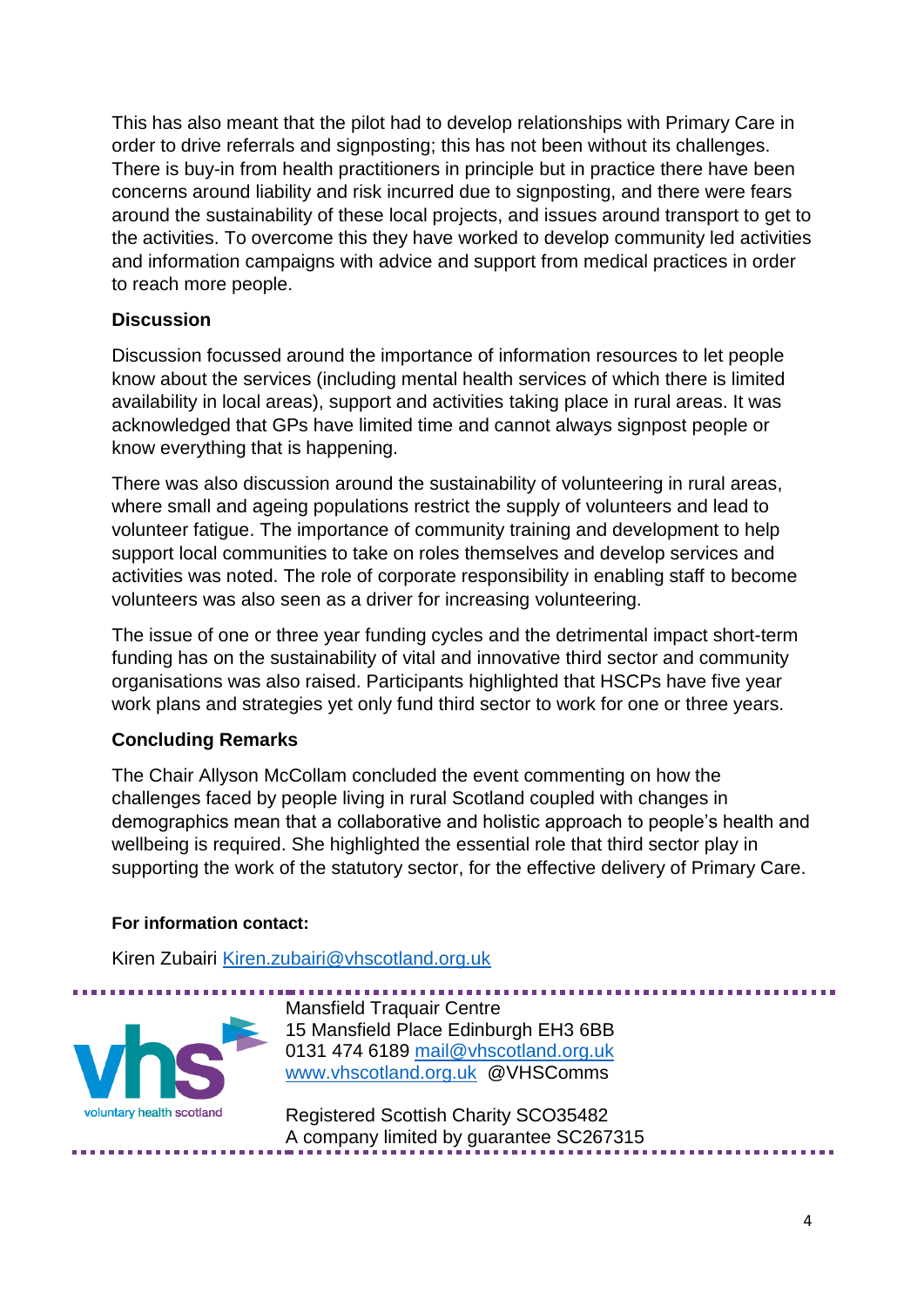This has also meant that the pilot had to develop relationships with Primary Care in order to drive referrals and signposting; this has not been without its challenges. There is buy-in from health practitioners in principle but in practice there have been concerns around liability and risk incurred due to signposting, and there were fears around the sustainability of these local projects, and issues around transport to get to the activities. To overcome this they have worked to develop community led activities and information campaigns with advice and support from medical practices in order to reach more people.

**Discussion**

Discussion focussed around the importance of information resources to let people know about the services (including mental health services of which there is limited availability in local areas), support and activities taking place in rural areas. It was acknowledged that GPs have limited time and cannot always signpost people or know everything that is happening.

There was also discussion around the sustainability of volunteering in rural areas, where small and ageing populations restrict the supply of volunteers and lead to volunteer fatigue. The importance of community training and development to help support local communities to take on roles themselves and develop services and activities was noted. The role of corporate responsibility in enabling staff to become volunteers was also seen as a driver for increasing volunteering.

The issue of one or three year funding cycles and the detrimental impact short-term funding has on the sustainability of vital and innovative third sector and community organisations was also raised. Participants highlighted that HSCPs have five year work plans and strategies yet only fund third sector to work for one or three years.

**Concluding Remarks**

The Chair Allyson McCollam concluded the event commenting on how the challenges faced by people living in rural Scotland coupled with changes in demographics mean that a collaborative and holistic approach to people's health and wellbeing is required. She highlighted the essential role that third sector play in supporting the work of the statutory sector, for the effective delivery of Primary Care.

**For information contact:**

Kiren Zubairi Kiren.zubairi@vhscotland.org.uk

vhs voluntary health scotland

Mansfield Traquair Centre
15 Mansfield Place Edinburgh EH3 6BB
0131 474 6189 mail@vhscotland.org.uk
www.vhscotland.org.uk @VHSComms

Registered Scottish Charity SCO35482
A company limited by guarantee SC267315